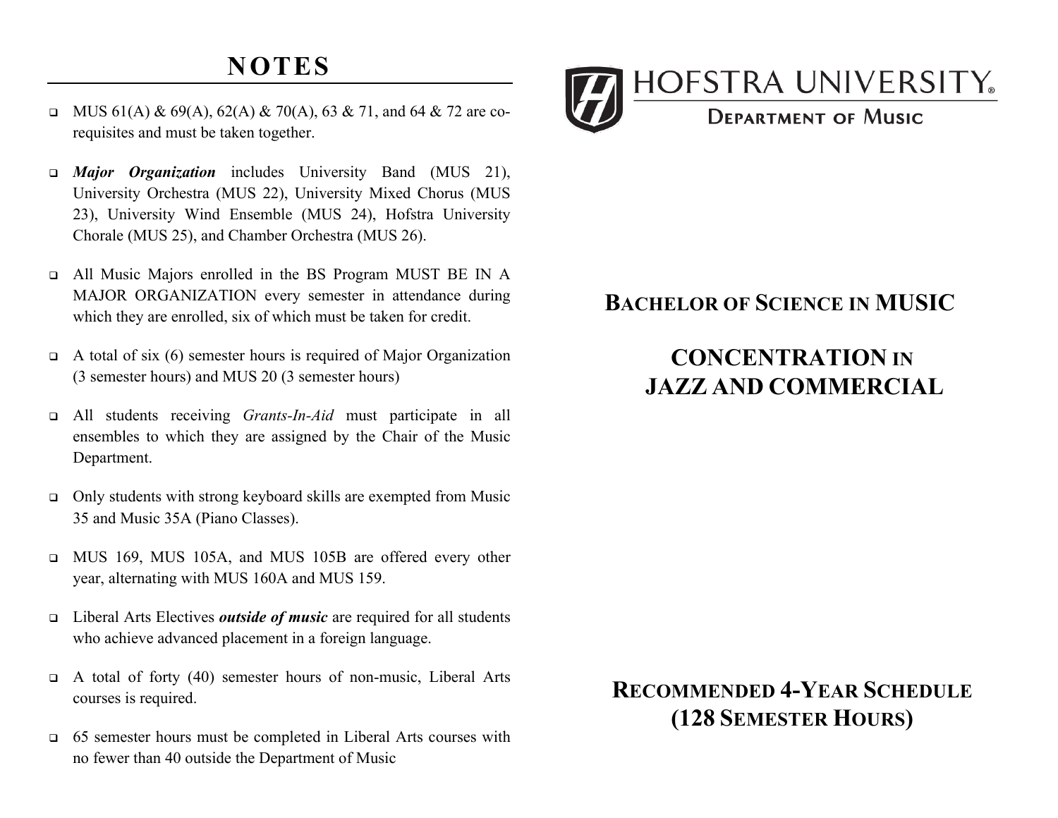# NOTES

- MUS 61(A) & 69(A), 62(A) & 70(A), 63 & 71, and 64 & 72 are co-requisites and must be taken together.
- ***Major Organization*** includes University Band (MUS 21), University Orchestra (MUS 22), University Mixed Chorus (MUS 23), University Wind Ensemble (MUS 24), Hofstra University Chorale (MUS 25), and Chamber Orchestra (MUS 26).
- All Music Majors enrolled in the BS Program MUST BE IN A MAJOR ORGANIZATION every semester in attendance during which they are enrolled, six of which must be taken for credit.
- A total of six (6) semester hours is required of Major Organization (3 semester hours) and MUS 20 (3 semester hours)
- All students receiving *Grants-In-Aid* must participate in all ensembles to which they are assigned by the Chair of the Music Department.
- Only students with strong keyboard skills are exempted from Music 35 and Music 35A (Piano Classes).
- MUS 169, MUS 105A, and MUS 105B are offered every other year, alternating with MUS 160A and MUS 159.
- Liberal Arts Electives ***outside of music*** are required for all students who achieve advanced placement in a foreign language.
- A total of forty (40) semester hours of non-music, Liberal Arts courses is required.
- 65 semester hours must be completed in Liberal Arts courses with no fewer than 40 outside the Department of Music

HOFSTRA UNIVERSITY®

DEPARTMENT OF MUSIC

## BACHELOR OF SCIENCE IN MUSIC

## CONCENTRATION IN JAZZ AND COMMERCIAL

## RECOMMENDED 4-YEAR SCHEDULE (128 SEMESTER HOURS)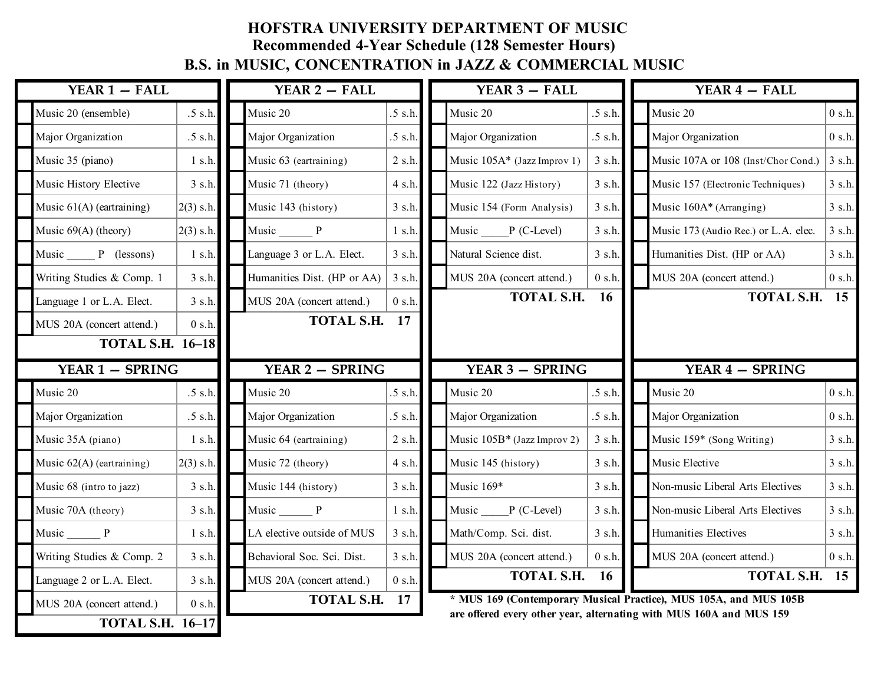# HOFSTRA UNIVERSITY DEPARTMENT OF MUSIC
## Recommended 4-Year Schedule (128 Semester Hours)
## B.S. in MUSIC, CONCENTRATION in JAZZ & COMMERCIAL MUSIC

### YEAR 1 — FALL

| | | |
|---|---|---|
| | Music 20 (ensemble) | .5 s.h. |
| | Major Organization | .5 s.h. |
| | Music 35 (piano) | 1 s.h. |
| | Music History Elective | 3 s.h. |
| | Music 61(A) (eartraining) | 2(3) s.h. |
| | Music 69(A) (theory) | 2(3) s.h. |
| | Music _____ P (lessons) | 1 s.h. |
| | Writing Studies & Comp. 1 | 3 s.h. |
| | Language 1 or L.A. Elect. | 3 s.h. |
| | MUS 20A (concert attend.) | 0 s.h. |
| | **TOTAL S.H.** | **16–18** |

### YEAR 1 — SPRING

| | | |
|---|---|---|
| | Music 20 | .5 s.h. |
| | Major Organization | .5 s.h. |
| | Music 35A (piano) | 1 s.h. |
| | Music 62(A) (eartraining) | 2(3) s.h. |
| | Music 68 (intro to jazz) | 3 s.h. |
| | Music 70A (theory) | 3 s.h. |
| | Music ______ P | 1 s.h. |
| | Writing Studies & Comp. 2 | 3 s.h. |
| | Language 2 or L.A. Elect. | 3 s.h. |
| | MUS 20A (concert attend.) | 0 s.h. |
| | **TOTAL S.H.** | **16–17** |

### YEAR 2 — FALL

| | | |
|---|---|---|
| | Music 20 | .5 s.h. |
| | Major Organization | .5 s.h. |
| | Music 63 (eartraining) | 2 s.h. |
| | Music 71 (theory) | 4 s.h. |
| | Music 143 (history) | 3 s.h. |
| | Music ______ P | 1 s.h. |
| | Language 3 or L.A. Elect. | 3 s.h. |
| | Humanities Dist. (HP or AA) | 3 s.h. |
| | MUS 20A (concert attend.) | 0 s.h. |
| | **TOTAL S.H.** | **17** |

### YEAR 2 — SPRING

| | | |
|---|---|---|
| | Music 20 | .5 s.h. |
| | Major Organization | .5 s.h. |
| | Music 64 (eartraining) | 2 s.h. |
| | Music 72 (theory) | 4 s.h. |
| | Music 144 (history) | 3 s.h. |
| | Music ______ P | 1 s.h. |
| | LA elective outside of MUS | 3 s.h. |
| | Behavioral Soc. Sci. Dist. | 3 s.h. |
| | MUS 20A (concert attend.) | 0 s.h. |
| | **TOTAL S.H.** | **17** |

### YEAR 3 — FALL

| | | |
|---|---|---|
| | Music 20 | .5 s.h. |
| | Major Organization | .5 s.h. |
| | Music 105A* (Jazz Improv 1) | 3 s.h. |
| | Music 122 (Jazz History) | 3 s.h. |
| | Music 154 (Form Analysis) | 3 s.h. |
| | Music _____P (C-Level) | 3 s.h. |
| | Natural Science dist. | 3 s.h. |
| | MUS 20A (concert attend.) | 0 s.h. |
| | **TOTAL S.H.** | **16** |

### YEAR 3 — SPRING

| | | |
|---|---|---|
| | Music 20 | .5 s.h. |
| | Major Organization | .5 s.h. |
| | Music 105B* (Jazz Improv 2) | 3 s.h. |
| | Music 145 (history) | 3 s.h. |
| | Music 169* | 3 s.h. |
| | Music _____P (C-Level) | 3 s.h. |
| | Math/Comp. Sci. dist. | 3 s.h. |
| | MUS 20A (concert attend.) | 0 s.h. |
| | **TOTAL S.H.** | **16** |

### YEAR 4 — FALL

| | | |
|---|---|---|
| | Music 20 | 0 s.h. |
| | Major Organization | 0 s.h. |
| | Music 107A or 108 (Inst/Chor Cond.) | 3 s.h. |
| | Music 157 (Electronic Techniques) | 3 s.h. |
| | Music 160A* (Arranging) | 3 s.h. |
| | Music 173 (Audio Rec.) or L.A. elec. | 3 s.h. |
| | Humanities Dist. (HP or AA) | 3 s.h. |
| | MUS 20A (concert attend.) | 0 s.h. |
| | **TOTAL S.H.** | **15** |

### YEAR 4 — SPRING

| | | |
|---|---|---|
| | Music 20 | 0 s.h. |
| | Major Organization | 0 s.h. |
| | Music 159* (Song Writing) | 3 s.h. |
| | Music Elective | 3 s.h. |
| | Non-music Liberal Arts Electives | 3 s.h. |
| | Non-music Liberal Arts Electives | 3 s.h. |
| | Humanities Electives | 3 s.h. |
| | MUS 20A (concert attend.) | 0 s.h. |
| | **TOTAL S.H.** | **15** |

**\* MUS 169 (Contemporary Musical Practice), MUS 105A, and MUS 105B are offered every other year, alternating with MUS 160A and MUS 159**